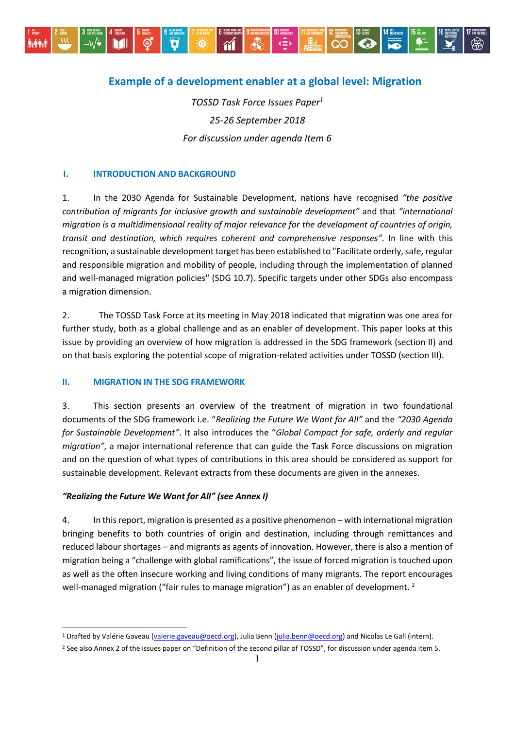# Example of a development enabler at a global level: Migration

*TOSSD Task Force Issues Paper*[1]

*25-26 September 2018*

*For discussion under agenda Item 6*

## I. INTRODUCTION AND BACKGROUND

1. In the 2030 Agenda for Sustainable Development, nations have recognised *"the positive contribution of migrants for inclusive growth and sustainable development"* and that *"international migration is a multidimensional reality of major relevance for the development of countries of origin, transit and destination, which requires coherent and comprehensive responses"*. In line with this recognition, a sustainable development target has been established to "Facilitate orderly, safe, regular and responsible migration and mobility of people, including through the implementation of planned and well-managed migration policies" (SDG 10.7). Specific targets under other SDGs also encompass a migration dimension.

2. The TOSSD Task Force at its meeting in May 2018 indicated that migration was one area for further study, both as a global challenge and as an enabler of development. This paper looks at this issue by providing an overview of how migration is addressed in the SDG framework (section II) and on that basis exploring the potential scope of migration-related activities under TOSSD (section III).

## II. MIGRATION IN THE SDG FRAMEWORK

3. This section presents an overview of the treatment of migration in two foundational documents of the SDG framework i.e. "*Realizing the Future We Want for All*" and the *"2030 Agenda for Sustainable Development"*. It also introduces the "*Global Compact for safe, orderly and regular migration"*, a major international reference that can guide the Task Force discussions on migration and on the question of what types of contributions in this area should be considered as support for sustainable development. Relevant extracts from these documents are given in the annexes.

***"Realizing the Future We Want for All" (see Annex I)***

4. In this report, migration is presented as a positive phenomenon – with international migration bringing benefits to both countries of origin and destination, including through remittances and reduced labour shortages – and migrants as agents of innovation. However, there is also a mention of migration being a "challenge with global ramifications", the issue of forced migration is touched upon as well as the often insecure working and living conditions of many migrants. The report encourages well-managed migration ("fair rules to manage migration") as an enabler of development. [2]

---

[1] Drafted by Valérie Gaveau (valerie.gaveau@oecd.org), Julia Benn (julia.benn@oecd.org) and Nicolas Le Gall (intern).

[2] See also Annex 2 of the issues paper on "Definition of the second pillar of TOSSD", for discussion under agenda item 5.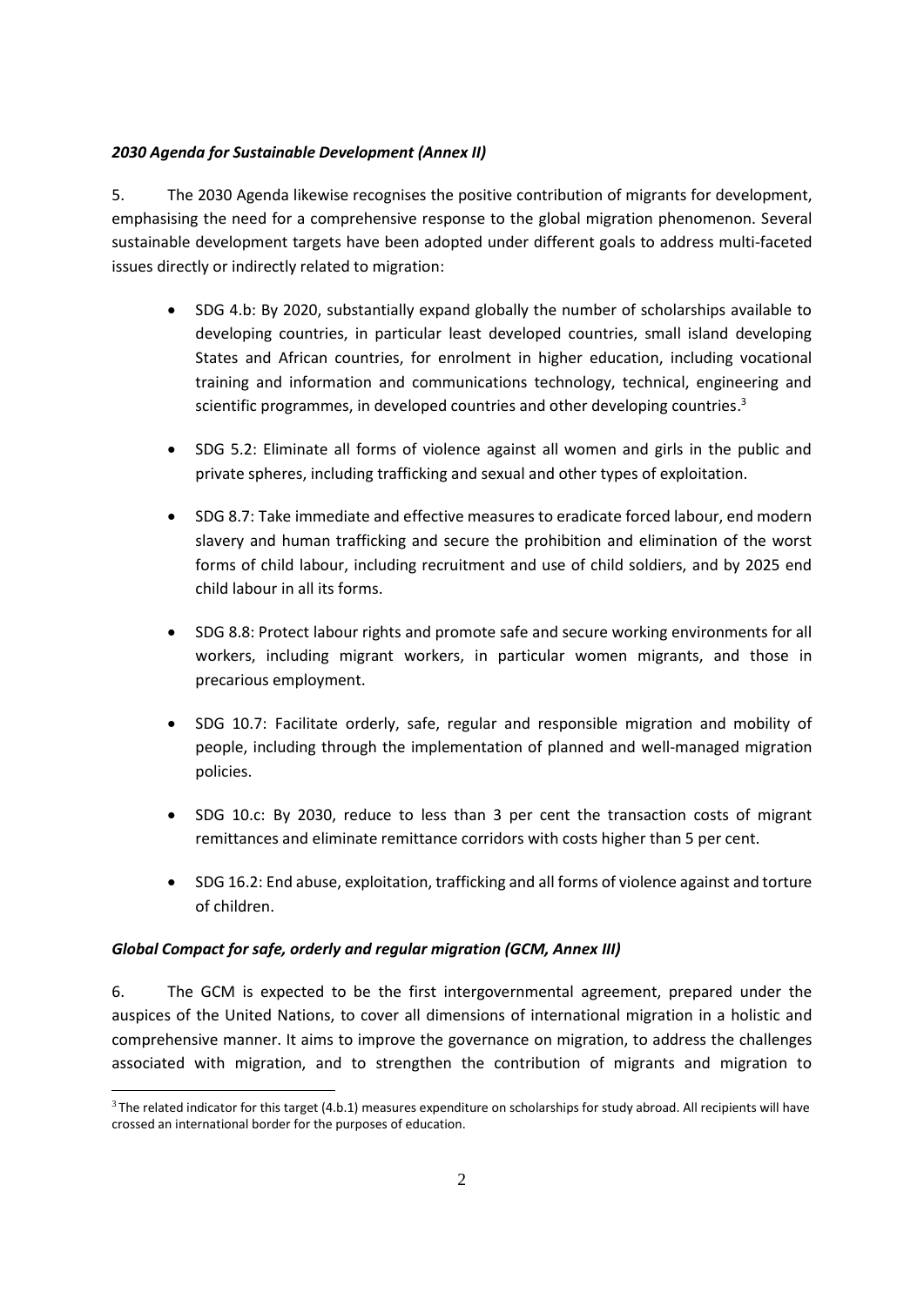*2030 Agenda for Sustainable Development (Annex II)*

5. The 2030 Agenda likewise recognises the positive contribution of migrants for development, emphasising the need for a comprehensive response to the global migration phenomenon. Several sustainable development targets have been adopted under different goals to address multi-faceted issues directly or indirectly related to migration:

- SDG 4.b: By 2020, substantially expand globally the number of scholarships available to developing countries, in particular least developed countries, small island developing States and African countries, for enrolment in higher education, including vocational training and information and communications technology, technical, engineering and scientific programmes, in developed countries and other developing countries.[3]
- SDG 5.2: Eliminate all forms of violence against all women and girls in the public and private spheres, including trafficking and sexual and other types of exploitation.
- SDG 8.7: Take immediate and effective measures to eradicate forced labour, end modern slavery and human trafficking and secure the prohibition and elimination of the worst forms of child labour, including recruitment and use of child soldiers, and by 2025 end child labour in all its forms.
- SDG 8.8: Protect labour rights and promote safe and secure working environments for all workers, including migrant workers, in particular women migrants, and those in precarious employment.
- SDG 10.7: Facilitate orderly, safe, regular and responsible migration and mobility of people, including through the implementation of planned and well-managed migration policies.
- SDG 10.c: By 2030, reduce to less than 3 per cent the transaction costs of migrant remittances and eliminate remittance corridors with costs higher than 5 per cent.
- SDG 16.2: End abuse, exploitation, trafficking and all forms of violence against and torture of children.

*Global Compact for safe, orderly and regular migration (GCM, Annex III)*

6. The GCM is expected to be the first intergovernmental agreement, prepared under the auspices of the United Nations, to cover all dimensions of international migration in a holistic and comprehensive manner. It aims to improve the governance on migration, to address the challenges associated with migration, and to strengthen the contribution of migrants and migration to

[3] The related indicator for this target (4.b.1) measures expenditure on scholarships for study abroad. All recipients will have crossed an international border for the purposes of education.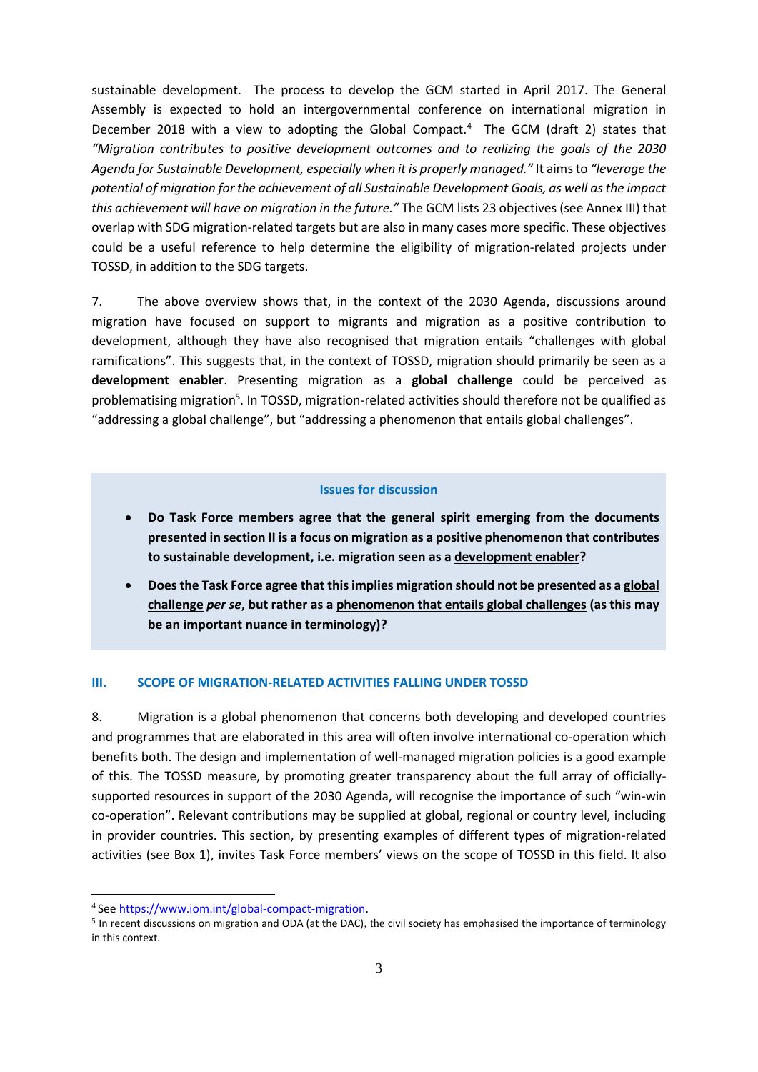sustainable development. The process to develop the GCM started in April 2017. The General Assembly is expected to hold an intergovernmental conference on international migration in December 2018 with a view to adopting the Global Compact.[4] The GCM (draft 2) states that *"Migration contributes to positive development outcomes and to realizing the goals of the 2030 Agenda for Sustainable Development, especially when it is properly managed."* It aims to *"leverage the potential of migration for the achievement of all Sustainable Development Goals, as well as the impact this achievement will have on migration in the future."* The GCM lists 23 objectives (see Annex III) that overlap with SDG migration-related targets but are also in many cases more specific. These objectives could be a useful reference to help determine the eligibility of migration-related projects under TOSSD, in addition to the SDG targets.

7. The above overview shows that, in the context of the 2030 Agenda, discussions around migration have focused on support to migrants and migration as a positive contribution to development, although they have also recognised that migration entails "challenges with global ramifications". This suggests that, in the context of TOSSD, migration should primarily be seen as a **development enabler**. Presenting migration as a **global challenge** could be perceived as problematising migration[5]. In TOSSD, migration-related activities should therefore not be qualified as "addressing a global challenge", but "addressing a phenomenon that entails global challenges".

> **Issues for discussion**
>
> - **Do Task Force members agree that the general spirit emerging from the documents presented in section II is a focus on migration as a positive phenomenon that contributes to sustainable development, i.e. migration seen as a development enabler?**
> - **Does the Task Force agree that this implies migration should not be presented as a global challenge *per se*, but rather as a phenomenon that entails global challenges (as this may be an important nuance in terminology)?**

## III. SCOPE OF MIGRATION-RELATED ACTIVITIES FALLING UNDER TOSSD

8. Migration is a global phenomenon that concerns both developing and developed countries and programmes that are elaborated in this area will often involve international co-operation which benefits both. The design and implementation of well-managed migration policies is a good example of this. The TOSSD measure, by promoting greater transparency about the full array of officially-supported resources in support of the 2030 Agenda, will recognise the importance of such "win-win co-operation". Relevant contributions may be supplied at global, regional or country level, including in provider countries. This section, by presenting examples of different types of migration-related activities (see Box 1), invites Task Force members' views on the scope of TOSSD in this field. It also

---

[4] See https://www.iom.int/global-compact-migration.

[5] In recent discussions on migration and ODA (at the DAC), the civil society has emphasised the importance of terminology in this context.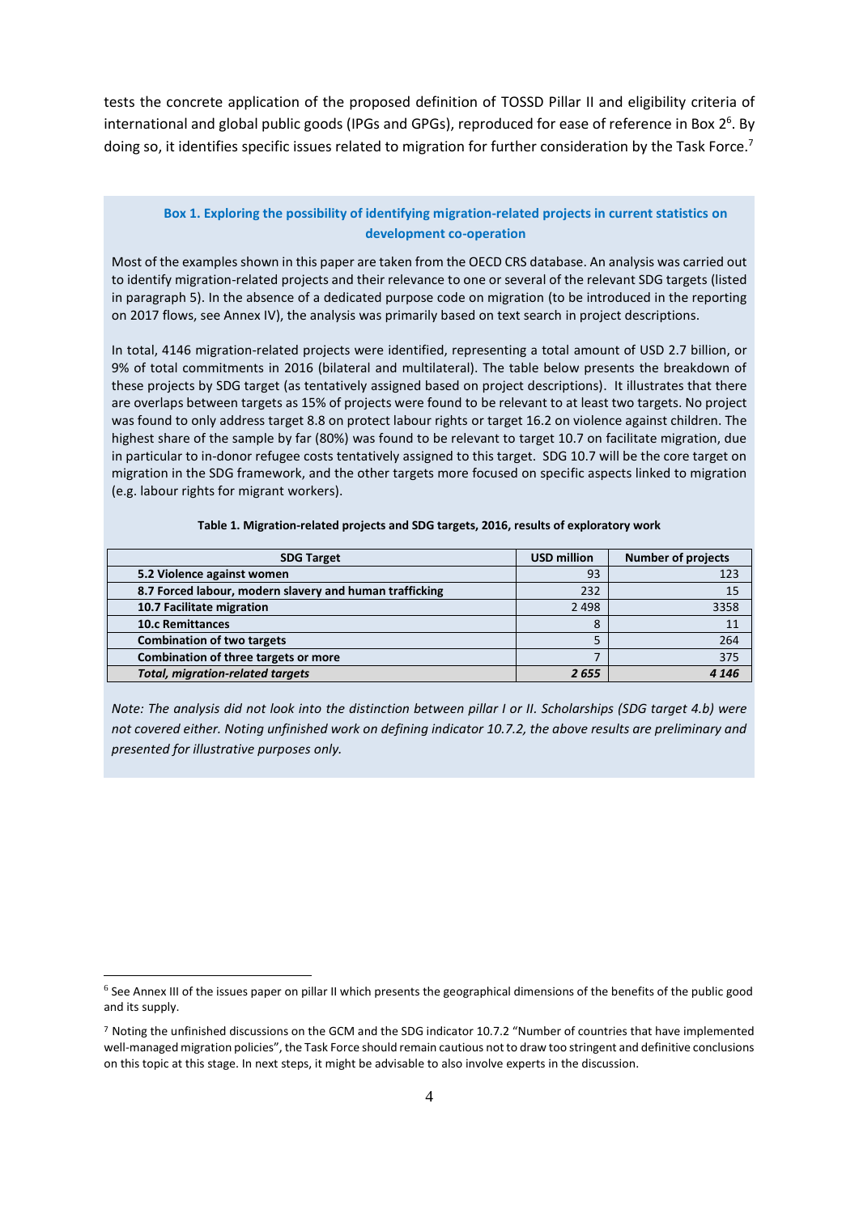tests the concrete application of the proposed definition of TOSSD Pillar II and eligibility criteria of international and global public goods (IPGs and GPGs), reproduced for ease of reference in Box 2[6]. By doing so, it identifies specific issues related to migration for further consideration by the Task Force.[7]

### Box 1. Exploring the possibility of identifying migration-related projects in current statistics on development co-operation

Most of the examples shown in this paper are taken from the OECD CRS database. An analysis was carried out to identify migration-related projects and their relevance to one or several of the relevant SDG targets (listed in paragraph 5). In the absence of a dedicated purpose code on migration (to be introduced in the reporting on 2017 flows, see Annex IV), the analysis was primarily based on text search in project descriptions.

In total, 4146 migration-related projects were identified, representing a total amount of USD 2.7 billion, or 9% of total commitments in 2016 (bilateral and multilateral). The table below presents the breakdown of these projects by SDG target (as tentatively assigned based on project descriptions). It illustrates that there are overlaps between targets as 15% of projects were found to be relevant to at least two targets. No project was found to only address target 8.8 on protect labour rights or target 16.2 on violence against children. The highest share of the sample by far (80%) was found to be relevant to target 10.7 on facilitate migration, due in particular to in-donor refugee costs tentatively assigned to this target. SDG 10.7 will be the core target on migration in the SDG framework, and the other targets more focused on specific aspects linked to migration (e.g. labour rights for migrant workers).

**Table 1. Migration-related projects and SDG targets, 2016, results of exploratory work**

| SDG Target | USD million | Number of projects |
|---|---|---|
| **5.2 Violence against women** | 93 | 123 |
| **8.7 Forced labour, modern slavery and human trafficking** | 232 | 15 |
| **10.7 Facilitate migration** | 2 498 | 3358 |
| **10.c Remittances** | 8 | 11 |
| **Combination of two targets** | 5 | 264 |
| **Combination of three targets or more** | 7 | 375 |
| ***Total, migration-related targets*** | ***2 655*** | ***4 146*** |

*Note: The analysis did not look into the distinction between pillar I or II. Scholarships (SDG target 4.b) were not covered either. Noting unfinished work on defining indicator 10.7.2, the above results are preliminary and presented for illustrative purposes only.*

---

[6] See Annex III of the issues paper on pillar II which presents the geographical dimensions of the benefits of the public good and its supply.

[7] Noting the unfinished discussions on the GCM and the SDG indicator 10.7.2 "Number of countries that have implemented well-managed migration policies", the Task Force should remain cautious not to draw too stringent and definitive conclusions on this topic at this stage. In next steps, it might be advisable to also involve experts in the discussion.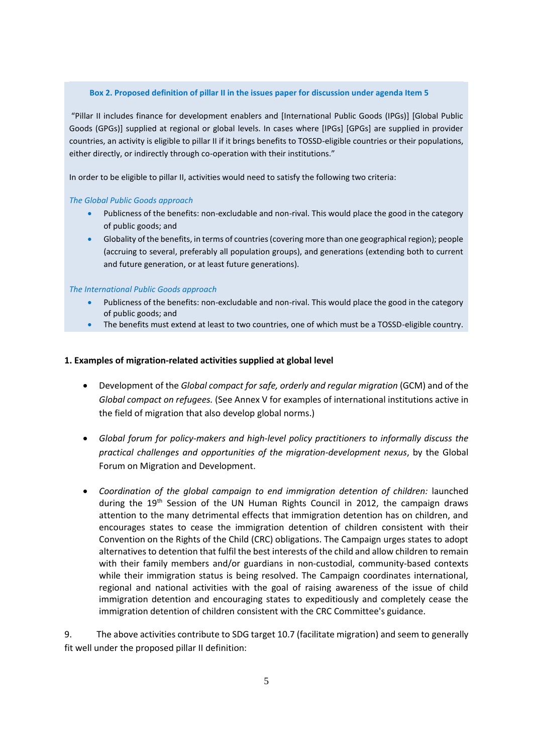**Box 2. Proposed definition of pillar II in the issues paper for discussion under agenda Item 5**

"Pillar II includes finance for development enablers and [International Public Goods (IPGs)] [Global Public Goods (GPGs)] supplied at regional or global levels. In cases where [IPGs] [GPGs] are supplied in provider countries, an activity is eligible to pillar II if it brings benefits to TOSSD-eligible countries or their populations, either directly, or indirectly through co-operation with their institutions."

In order to be eligible to pillar II, activities would need to satisfy the following two criteria:

*The Global Public Goods approach*

- Publicness of the benefits: non-excludable and non-rival. This would place the good in the category of public goods; and
- Globality of the benefits, in terms of countries (covering more than one geographical region); people (accruing to several, preferably all population groups), and generations (extending both to current and future generation, or at least future generations).

*The International Public Goods approach*

- Publicness of the benefits: non-excludable and non-rival. This would place the good in the category of public goods; and
- The benefits must extend at least to two countries, one of which must be a TOSSD-eligible country.

**1. Examples of migration-related activities supplied at global level**

- Development of the *Global compact for safe, orderly and regular migration* (GCM) and of the *Global compact on refugees.* (See Annex V for examples of international institutions active in the field of migration that also develop global norms.)

- *Global forum for policy-makers and high-level policy practitioners to informally discuss the practical challenges and opportunities of the migration-development nexus*, by the Global Forum on Migration and Development.

- *Coordination of the global campaign to end immigration detention of children:* launched during the 19th Session of the UN Human Rights Council in 2012, the campaign draws attention to the many detrimental effects that immigration detention has on children, and encourages states to cease the immigration detention of children consistent with their Convention on the Rights of the Child (CRC) obligations. The Campaign urges states to adopt alternatives to detention that fulfil the best interests of the child and allow children to remain with their family members and/or guardians in non-custodial, community-based contexts while their immigration status is being resolved. The Campaign coordinates international, regional and national activities with the goal of raising awareness of the issue of child immigration detention and encouraging states to expeditiously and completely cease the immigration detention of children consistent with the CRC Committee's guidance.

9. The above activities contribute to SDG target 10.7 (facilitate migration) and seem to generally fit well under the proposed pillar II definition: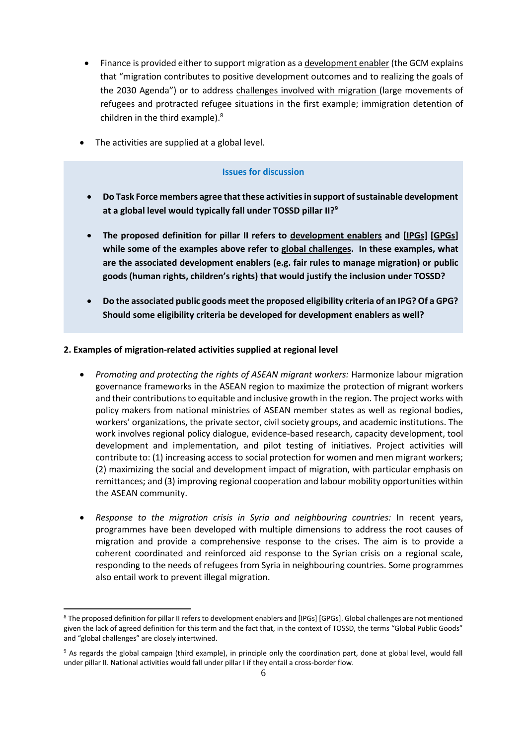- Finance is provided either to support migration as a development enabler (the GCM explains that "migration contributes to positive development outcomes and to realizing the goals of the 2030 Agenda") or to address challenges involved with migration (large movements of refugees and protracted refugee situations in the first example; immigration detention of children in the third example).[8]

- The activities are supplied at a global level.

> **Issues for discussion**
>
> - **Do Task Force members agree that these activities in support of sustainable development at a global level would typically fall under TOSSD pillar II?**[9]
>
> - **The proposed definition for pillar II refers to development enablers and [IPGs] [GPGs] while some of the examples above refer to global challenges. In these examples, what are the associated development enablers (e.g. fair rules to manage migration) or public goods (human rights, children's rights) that would justify the inclusion under TOSSD?**
>
> - **Do the associated public goods meet the proposed eligibility criteria of an IPG? Of a GPG? Should some eligibility criteria be developed for development enablers as well?**

**2. Examples of migration-related activities supplied at regional level**

- *Promoting and protecting the rights of ASEAN migrant workers:* Harmonize labour migration governance frameworks in the ASEAN region to maximize the protection of migrant workers and their contributions to equitable and inclusive growth in the region. The project works with policy makers from national ministries of ASEAN member states as well as regional bodies, workers' organizations, the private sector, civil society groups, and academic institutions. The work involves regional policy dialogue, evidence-based research, capacity development, tool development and implementation, and pilot testing of initiatives. Project activities will contribute to: (1) increasing access to social protection for women and men migrant workers; (2) maximizing the social and development impact of migration, with particular emphasis on remittances; and (3) improving regional cooperation and labour mobility opportunities within the ASEAN community.

- *Response to the migration crisis in Syria and neighbouring countries:* In recent years, programmes have been developed with multiple dimensions to address the root causes of migration and provide a comprehensive response to the crises. The aim is to provide a coherent coordinated and reinforced aid response to the Syrian crisis on a regional scale, responding to the needs of refugees from Syria in neighbouring countries. Some programmes also entail work to prevent illegal migration.

---

[8] The proposed definition for pillar II refers to development enablers and [IPGs] [GPGs]. Global challenges are not mentioned given the lack of agreed definition for this term and the fact that, in the context of TOSSD, the terms "Global Public Goods" and "global challenges" are closely intertwined.

[9] As regards the global campaign (third example), in principle only the coordination part, done at global level, would fall under pillar II. National activities would fall under pillar I if they entail a cross-border flow.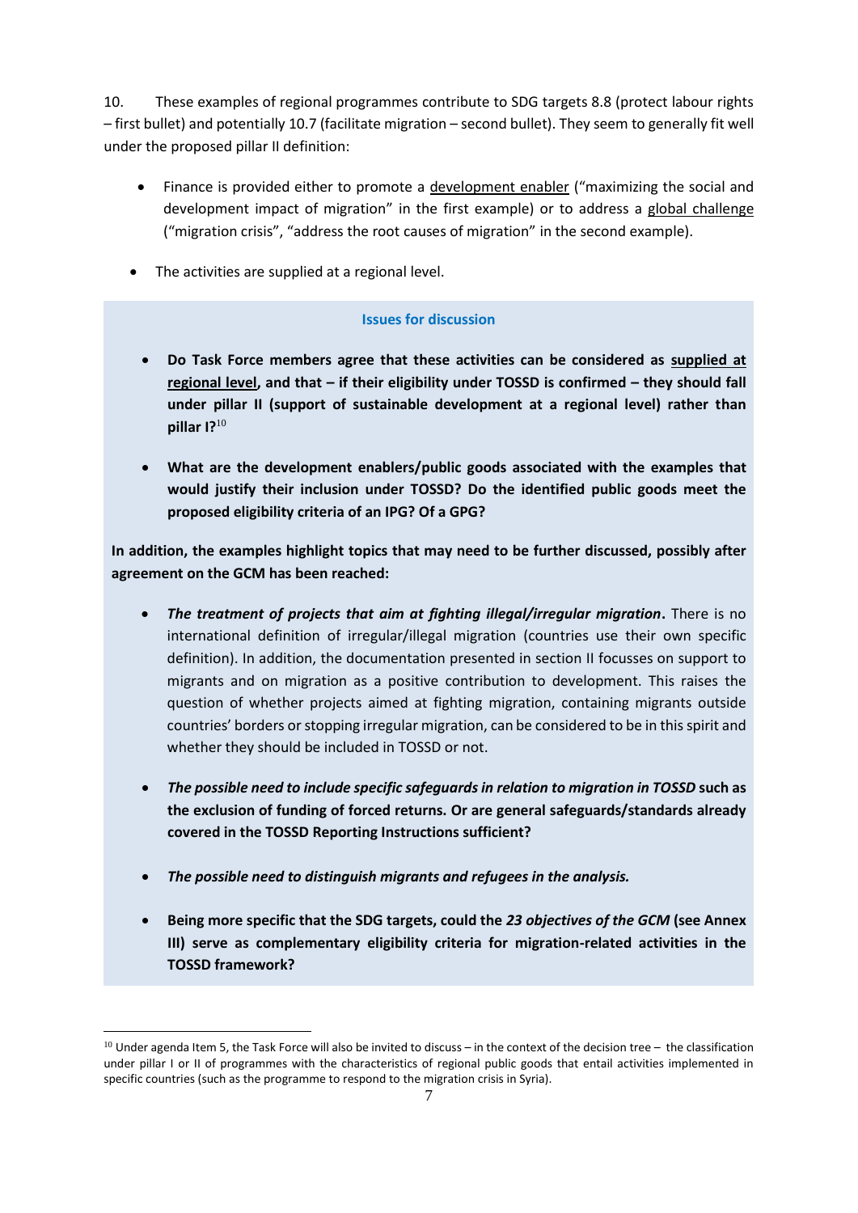10. These examples of regional programmes contribute to SDG targets 8.8 (protect labour rights – first bullet) and potentially 10.7 (facilitate migration – second bullet). They seem to generally fit well under the proposed pillar II definition:

- Finance is provided either to promote a <u>development enabler</u> ("maximizing the social and development impact of migration" in the first example) or to address a <u>global challenge</u> ("migration crisis", "address the root causes of migration" in the second example).
- The activities are supplied at a regional level.

**Issues for discussion**

- **Do Task Force members agree that these activities can be considered as <u>supplied at regional level</u>, and that – if their eligibility under TOSSD is confirmed – they should fall under pillar II (support of sustainable development at a regional level) rather than pillar I?**[10]
- **What are the development enablers/public goods associated with the examples that would justify their inclusion under TOSSD? Do the identified public goods meet the proposed eligibility criteria of an IPG? Of a GPG?**

**In addition, the examples highlight topics that may need to be further discussed, possibly after agreement on the GCM has been reached:**

- ***The treatment of projects that aim at fighting illegal/irregular migration*.** There is no international definition of irregular/illegal migration (countries use their own specific definition). In addition, the documentation presented in section II focusses on support to migrants and on migration as a positive contribution to development. This raises the question of whether projects aimed at fighting migration, containing migrants outside countries' borders or stopping irregular migration, can be considered to be in this spirit and whether they should be included in TOSSD or not.
- ***The possible need to include specific safeguards in relation to migration in TOSSD* such as the exclusion of funding of forced returns. Or are general safeguards/standards already covered in the TOSSD Reporting Instructions sufficient?**
- ***The possible need to distinguish migrants and refugees in the analysis.***
- **Being more specific that the SDG targets, could the *23 objectives of the GCM* (see Annex III) serve as complementary eligibility criteria for migration-related activities in the TOSSD framework?**

[10] Under agenda Item 5, the Task Force will also be invited to discuss – in the context of the decision tree – the classification under pillar I or II of programmes with the characteristics of regional public goods that entail activities implemented in specific countries (such as the programme to respond to the migration crisis in Syria).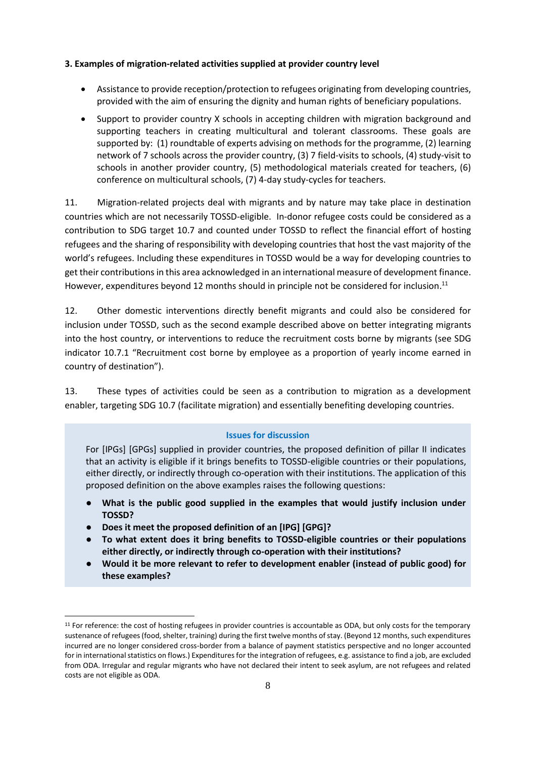**3. Examples of migration-related activities supplied at provider country level**

- Assistance to provide reception/protection to refugees originating from developing countries, provided with the aim of ensuring the dignity and human rights of beneficiary populations.
- Support to provider country X schools in accepting children with migration background and supporting teachers in creating multicultural and tolerant classrooms. These goals are supported by: (1) roundtable of experts advising on methods for the programme, (2) learning network of 7 schools across the provider country, (3) 7 field-visits to schools, (4) study-visit to schools in another provider country, (5) methodological materials created for teachers, (6) conference on multicultural schools, (7) 4-day study-cycles for teachers.

11. Migration-related projects deal with migrants and by nature may take place in destination countries which are not necessarily TOSSD-eligible. In-donor refugee costs could be considered as a contribution to SDG target 10.7 and counted under TOSSD to reflect the financial effort of hosting refugees and the sharing of responsibility with developing countries that host the vast majority of the world's refugees. Including these expenditures in TOSSD would be a way for developing countries to get their contributions in this area acknowledged in an international measure of development finance. However, expenditures beyond 12 months should in principle not be considered for inclusion.[11]

12. Other domestic interventions directly benefit migrants and could also be considered for inclusion under TOSSD, such as the second example described above on better integrating migrants into the host country, or interventions to reduce the recruitment costs borne by migrants (see SDG indicator 10.7.1 "Recruitment cost borne by employee as a proportion of yearly income earned in country of destination").

13. These types of activities could be seen as a contribution to migration as a development enabler, targeting SDG 10.7 (facilitate migration) and essentially benefiting developing countries.

**Issues for discussion**

For [IPGs] [GPGs] supplied in provider countries, the proposed definition of pillar II indicates that an activity is eligible if it brings benefits to TOSSD-eligible countries or their populations, either directly, or indirectly through co-operation with their institutions. The application of this proposed definition on the above examples raises the following questions:

- **What is the public good supplied in the examples that would justify inclusion under TOSSD?**
- **Does it meet the proposed definition of an [IPG] [GPG]?**
- **To what extent does it bring benefits to TOSSD-eligible countries or their populations either directly, or indirectly through co-operation with their institutions?**
- **Would it be more relevant to refer to development enabler (instead of public good) for these examples?**

[11] For reference: the cost of hosting refugees in provider countries is accountable as ODA, but only costs for the temporary sustenance of refugees (food, shelter, training) during the first twelve months of stay. (Beyond 12 months, such expenditures incurred are no longer considered cross-border from a balance of payment statistics perspective and no longer accounted for in international statistics on flows.) Expenditures for the integration of refugees, e.g. assistance to find a job, are excluded from ODA. Irregular and regular migrants who have not declared their intent to seek asylum, are not refugees and related costs are not eligible as ODA.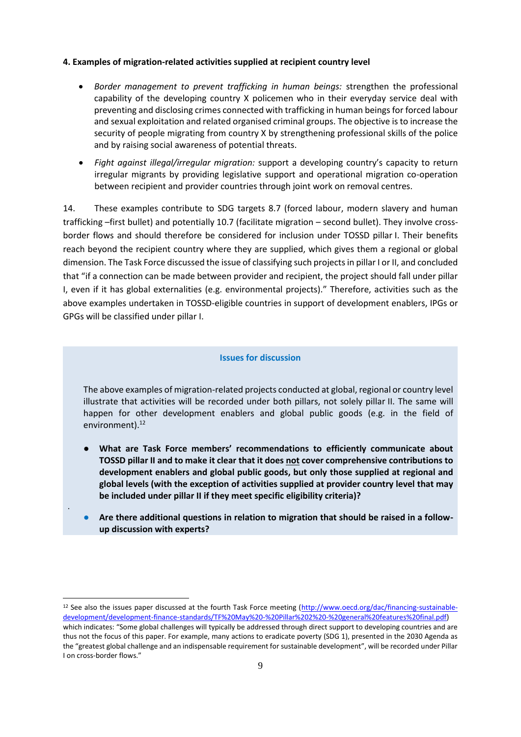**4. Examples of migration-related activities supplied at recipient country level**

- *Border management to prevent trafficking in human beings:* strengthen the professional capability of the developing country X policemen who in their everyday service deal with preventing and disclosing crimes connected with trafficking in human beings for forced labour and sexual exploitation and related organised criminal groups. The objective is to increase the security of people migrating from country X by strengthening professional skills of the police and by raising social awareness of potential threats.
- *Fight against illegal/irregular migration:* support a developing country's capacity to return irregular migrants by providing legislative support and operational migration co-operation between recipient and provider countries through joint work on removal centres.

14. These examples contribute to SDG targets 8.7 (forced labour, modern slavery and human trafficking –first bullet) and potentially 10.7 (facilitate migration – second bullet). They involve cross-border flows and should therefore be considered for inclusion under TOSSD pillar I. Their benefits reach beyond the recipient country where they are supplied, which gives them a regional or global dimension. The Task Force discussed the issue of classifying such projects in pillar I or II, and concluded that "if a connection can be made between provider and recipient, the project should fall under pillar I, even if it has global externalities (e.g. environmental projects)." Therefore, activities such as the above examples undertaken in TOSSD-eligible countries in support of development enablers, IPGs or GPGs will be classified under pillar I.

**Issues for discussion**

The above examples of migration-related projects conducted at global, regional or country level illustrate that activities will be recorded under both pillars, not solely pillar II. The same will happen for other development enablers and global public goods (e.g. in the field of environment).[12]

- **What are Task Force members' recommendations to efficiently communicate about TOSSD pillar II and to make it clear that it does not cover comprehensive contributions to development enablers and global public goods, but only those supplied at regional and global levels (with the exception of activities supplied at provider country level that may be included under pillar II if they meet specific eligibility criteria)?**
- **Are there additional questions in relation to migration that should be raised in a follow-up discussion with experts?**

[12] See also the issues paper discussed at the fourth Task Force meeting (http://www.oecd.org/dac/financing-sustainable-development/development-finance-standards/TF%20May%20-%20Pillar%202%20-%20general%20features%20final.pdf) which indicates: "Some global challenges will typically be addressed through direct support to developing countries and are thus not the focus of this paper. For example, many actions to eradicate poverty (SDG 1), presented in the 2030 Agenda as the "greatest global challenge and an indispensable requirement for sustainable development", will be recorded under Pillar I on cross-border flows."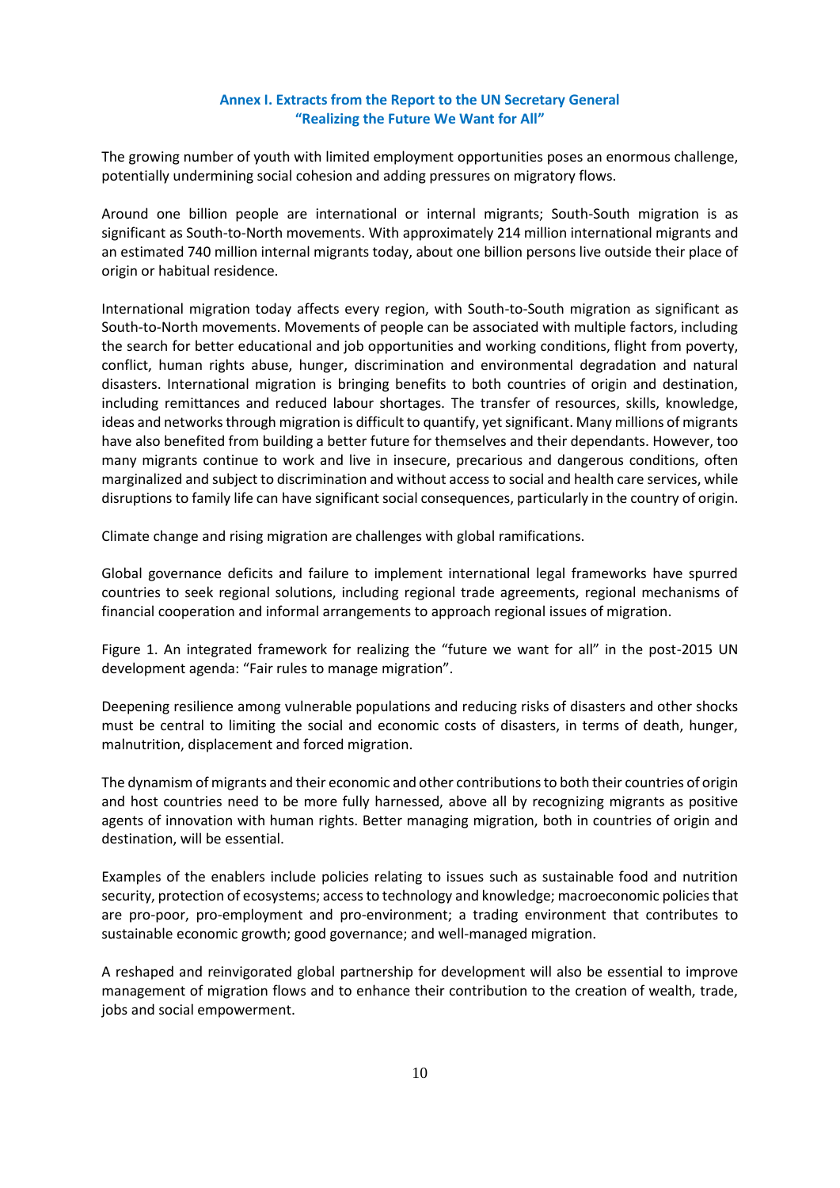## Annex I. Extracts from the Report to the UN Secretary General "Realizing the Future We Want for All"

The growing number of youth with limited employment opportunities poses an enormous challenge, potentially undermining social cohesion and adding pressures on migratory flows.

Around one billion people are international or internal migrants; South-South migration is as significant as South-to-North movements. With approximately 214 million international migrants and an estimated 740 million internal migrants today, about one billion persons live outside their place of origin or habitual residence.

International migration today affects every region, with South-to-South migration as significant as South-to-North movements. Movements of people can be associated with multiple factors, including the search for better educational and job opportunities and working conditions, flight from poverty, conflict, human rights abuse, hunger, discrimination and environmental degradation and natural disasters. International migration is bringing benefits to both countries of origin and destination, including remittances and reduced labour shortages. The transfer of resources, skills, knowledge, ideas and networks through migration is difficult to quantify, yet significant. Many millions of migrants have also benefited from building a better future for themselves and their dependants. However, too many migrants continue to work and live in insecure, precarious and dangerous conditions, often marginalized and subject to discrimination and without access to social and health care services, while disruptions to family life can have significant social consequences, particularly in the country of origin.

Climate change and rising migration are challenges with global ramifications.

Global governance deficits and failure to implement international legal frameworks have spurred countries to seek regional solutions, including regional trade agreements, regional mechanisms of financial cooperation and informal arrangements to approach regional issues of migration.

Figure 1. An integrated framework for realizing the "future we want for all" in the post-2015 UN development agenda: "Fair rules to manage migration".

Deepening resilience among vulnerable populations and reducing risks of disasters and other shocks must be central to limiting the social and economic costs of disasters, in terms of death, hunger, malnutrition, displacement and forced migration.

The dynamism of migrants and their economic and other contributions to both their countries of origin and host countries need to be more fully harnessed, above all by recognizing migrants as positive agents of innovation with human rights. Better managing migration, both in countries of origin and destination, will be essential.

Examples of the enablers include policies relating to issues such as sustainable food and nutrition security, protection of ecosystems; access to technology and knowledge; macroeconomic policies that are pro-poor, pro-employment and pro-environment; a trading environment that contributes to sustainable economic growth; good governance; and well-managed migration.

A reshaped and reinvigorated global partnership for development will also be essential to improve management of migration flows and to enhance their contribution to the creation of wealth, trade, jobs and social empowerment.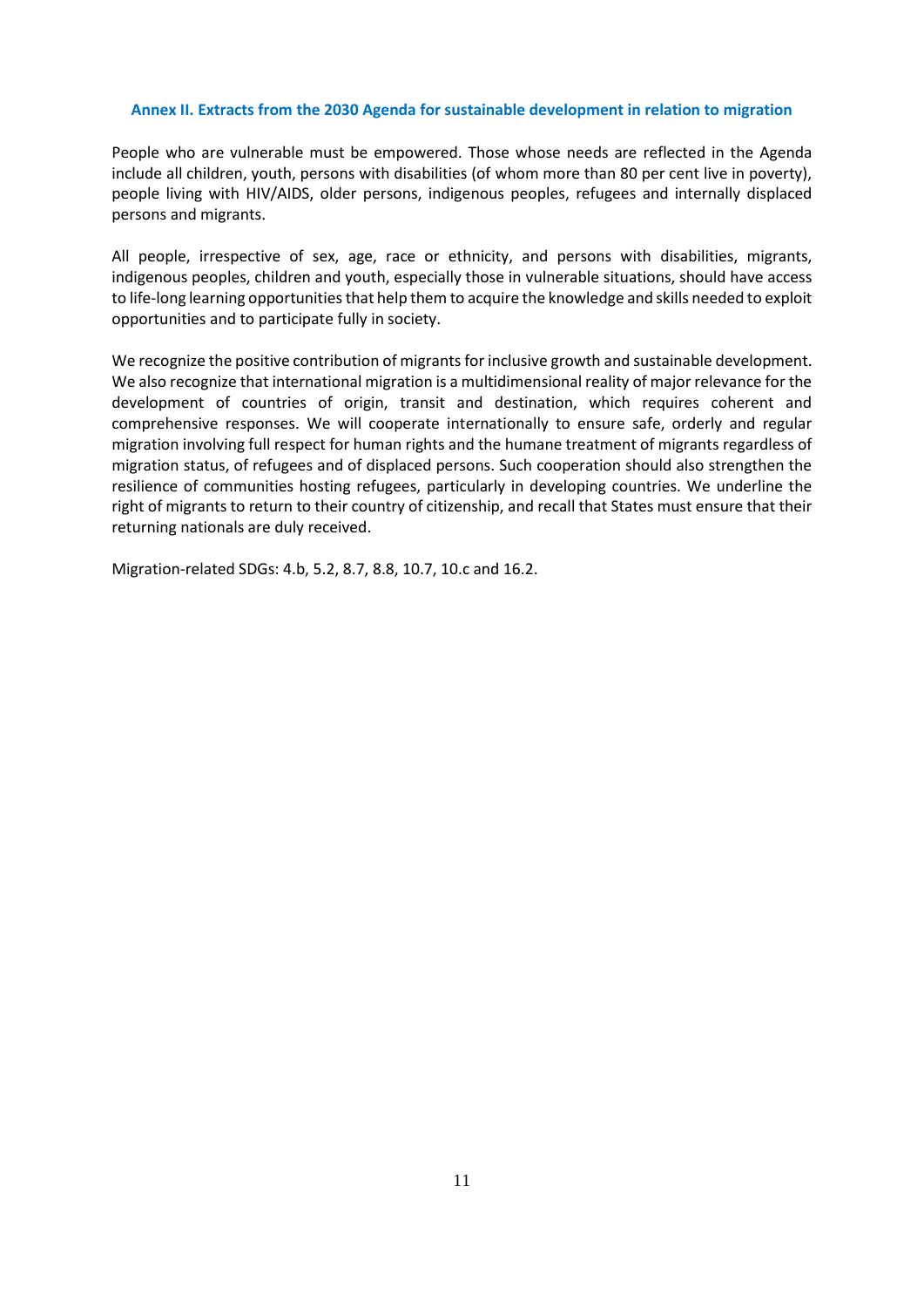## Annex II. Extracts from the 2030 Agenda for sustainable development in relation to migration

People who are vulnerable must be empowered. Those whose needs are reflected in the Agenda include all children, youth, persons with disabilities (of whom more than 80 per cent live in poverty), people living with HIV/AIDS, older persons, indigenous peoples, refugees and internally displaced persons and migrants.

All people, irrespective of sex, age, race or ethnicity, and persons with disabilities, migrants, indigenous peoples, children and youth, especially those in vulnerable situations, should have access to life-long learning opportunities that help them to acquire the knowledge and skills needed to exploit opportunities and to participate fully in society.

We recognize the positive contribution of migrants for inclusive growth and sustainable development. We also recognize that international migration is a multidimensional reality of major relevance for the development of countries of origin, transit and destination, which requires coherent and comprehensive responses. We will cooperate internationally to ensure safe, orderly and regular migration involving full respect for human rights and the humane treatment of migrants regardless of migration status, of refugees and of displaced persons. Such cooperation should also strengthen the resilience of communities hosting refugees, particularly in developing countries. We underline the right of migrants to return to their country of citizenship, and recall that States must ensure that their returning nationals are duly received.

Migration-related SDGs: 4.b, 5.2, 8.7, 8.8, 10.7, 10.c and 16.2.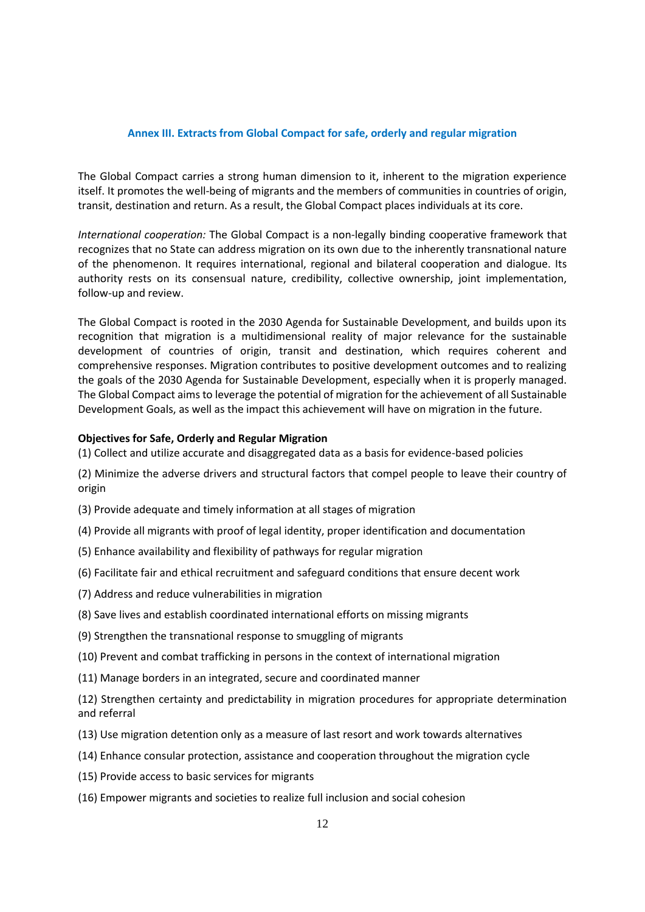## Annex III. Extracts from Global Compact for safe, orderly and regular migration

The Global Compact carries a strong human dimension to it, inherent to the migration experience itself. It promotes the well-being of migrants and the members of communities in countries of origin, transit, destination and return. As a result, the Global Compact places individuals at its core.

*International cooperation:* The Global Compact is a non-legally binding cooperative framework that recognizes that no State can address migration on its own due to the inherently transnational nature of the phenomenon. It requires international, regional and bilateral cooperation and dialogue. Its authority rests on its consensual nature, credibility, collective ownership, joint implementation, follow-up and review.

The Global Compact is rooted in the 2030 Agenda for Sustainable Development, and builds upon its recognition that migration is a multidimensional reality of major relevance for the sustainable development of countries of origin, transit and destination, which requires coherent and comprehensive responses. Migration contributes to positive development outcomes and to realizing the goals of the 2030 Agenda for Sustainable Development, especially when it is properly managed. The Global Compact aims to leverage the potential of migration for the achievement of all Sustainable Development Goals, as well as the impact this achievement will have on migration in the future.

**Objectives for Safe, Orderly and Regular Migration**

(1) Collect and utilize accurate and disaggregated data as a basis for evidence-based policies

(2) Minimize the adverse drivers and structural factors that compel people to leave their country of origin

(3) Provide adequate and timely information at all stages of migration

(4) Provide all migrants with proof of legal identity, proper identification and documentation

(5) Enhance availability and flexibility of pathways for regular migration

(6) Facilitate fair and ethical recruitment and safeguard conditions that ensure decent work

(7) Address and reduce vulnerabilities in migration

(8) Save lives and establish coordinated international efforts on missing migrants

(9) Strengthen the transnational response to smuggling of migrants

(10) Prevent and combat trafficking in persons in the context of international migration

(11) Manage borders in an integrated, secure and coordinated manner

(12) Strengthen certainty and predictability in migration procedures for appropriate determination and referral

(13) Use migration detention only as a measure of last resort and work towards alternatives

(14) Enhance consular protection, assistance and cooperation throughout the migration cycle

(15) Provide access to basic services for migrants

(16) Empower migrants and societies to realize full inclusion and social cohesion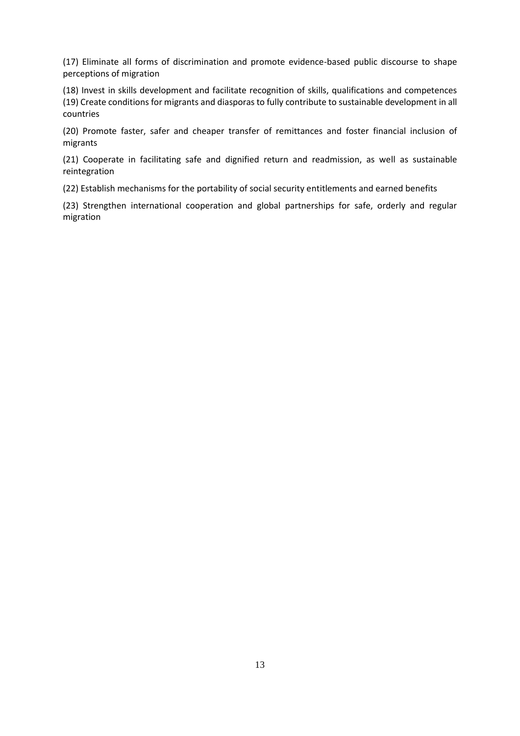(17) Eliminate all forms of discrimination and promote evidence-based public discourse to shape perceptions of migration

(18) Invest in skills development and facilitate recognition of skills, qualifications and competences

(19) Create conditions for migrants and diasporas to fully contribute to sustainable development in all countries

(20) Promote faster, safer and cheaper transfer of remittances and foster financial inclusion of migrants

(21) Cooperate in facilitating safe and dignified return and readmission, as well as sustainable reintegration

(22) Establish mechanisms for the portability of social security entitlements and earned benefits

(23) Strengthen international cooperation and global partnerships for safe, orderly and regular migration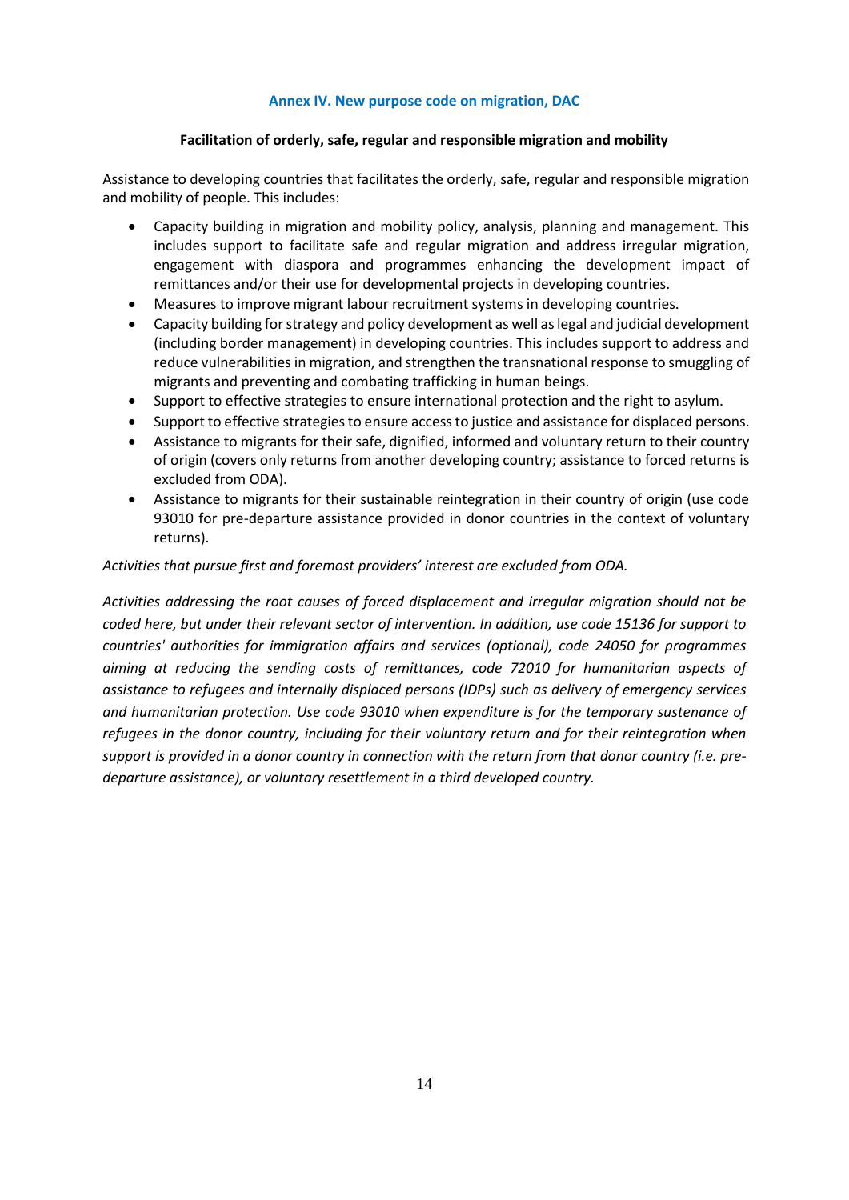## Annex IV. New purpose code on migration, DAC

### Facilitation of orderly, safe, regular and responsible migration and mobility

Assistance to developing countries that facilitates the orderly, safe, regular and responsible migration and mobility of people. This includes:

- Capacity building in migration and mobility policy, analysis, planning and management. This includes support to facilitate safe and regular migration and address irregular migration, engagement with diaspora and programmes enhancing the development impact of remittances and/or their use for developmental projects in developing countries.
- Measures to improve migrant labour recruitment systems in developing countries.
- Capacity building for strategy and policy development as well as legal and judicial development (including border management) in developing countries. This includes support to address and reduce vulnerabilities in migration, and strengthen the transnational response to smuggling of migrants and preventing and combating trafficking in human beings.
- Support to effective strategies to ensure international protection and the right to asylum.
- Support to effective strategies to ensure access to justice and assistance for displaced persons.
- Assistance to migrants for their safe, dignified, informed and voluntary return to their country of origin (covers only returns from another developing country; assistance to forced returns is excluded from ODA).
- Assistance to migrants for their sustainable reintegration in their country of origin (use code 93010 for pre-departure assistance provided in donor countries in the context of voluntary returns).

*Activities that pursue first and foremost providers' interest are excluded from ODA.*

*Activities addressing the root causes of forced displacement and irregular migration should not be coded here, but under their relevant sector of intervention. In addition, use code 15136 for support to countries' authorities for immigration affairs and services (optional), code 24050 for programmes aiming at reducing the sending costs of remittances, code 72010 for humanitarian aspects of assistance to refugees and internally displaced persons (IDPs) such as delivery of emergency services and humanitarian protection. Use code 93010 when expenditure is for the temporary sustenance of refugees in the donor country, including for their voluntary return and for their reintegration when support is provided in a donor country in connection with the return from that donor country (i.e. pre-departure assistance), or voluntary resettlement in a third developed country.*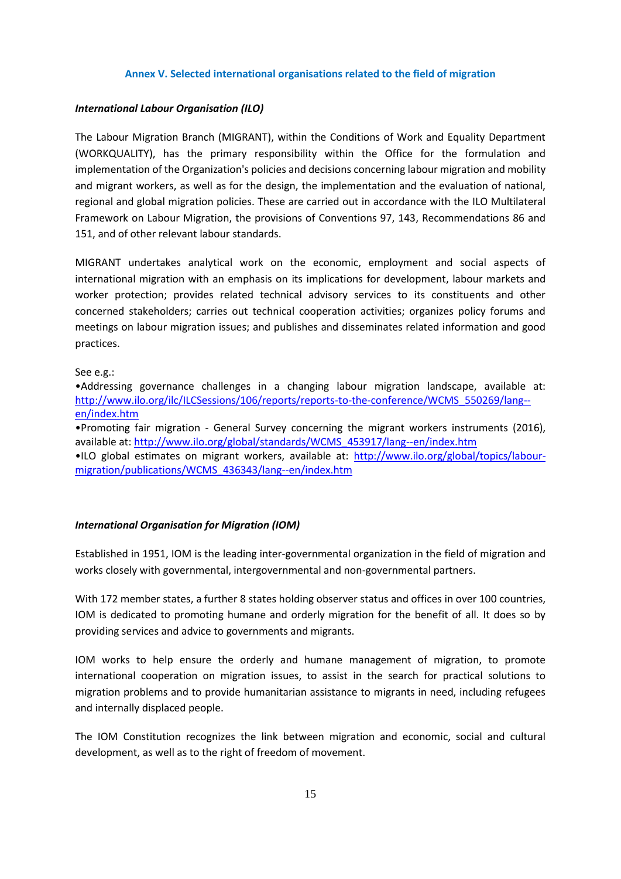## Annex V. Selected international organisations related to the field of migration

***International Labour Organisation (ILO)***

The Labour Migration Branch (MIGRANT), within the Conditions of Work and Equality Department (WORKQUALITY), has the primary responsibility within the Office for the formulation and implementation of the Organization's policies and decisions concerning labour migration and mobility and migrant workers, as well as for the design, the implementation and the evaluation of national, regional and global migration policies. These are carried out in accordance with the ILO Multilateral Framework on Labour Migration, the provisions of Conventions 97, 143, Recommendations 86 and 151, and of other relevant labour standards.

MIGRANT undertakes analytical work on the economic, employment and social aspects of international migration with an emphasis on its implications for development, labour markets and worker protection; provides related technical advisory services to its constituents and other concerned stakeholders; carries out technical cooperation activities; organizes policy forums and meetings on labour migration issues; and publishes and disseminates related information and good practices.

See e.g.:

- Addressing governance challenges in a changing labour migration landscape, available at: http://www.ilo.org/ilc/ILCSessions/106/reports/reports-to-the-conference/WCMS_550269/lang--en/index.htm
- Promoting fair migration - General Survey concerning the migrant workers instruments (2016), available at: http://www.ilo.org/global/standards/WCMS_453917/lang--en/index.htm
- ILO global estimates on migrant workers, available at: http://www.ilo.org/global/topics/labour-migration/publications/WCMS_436343/lang--en/index.htm

***International Organisation for Migration (IOM)***

Established in 1951, IOM is the leading inter-governmental organization in the field of migration and works closely with governmental, intergovernmental and non-governmental partners.

With 172 member states, a further 8 states holding observer status and offices in over 100 countries, IOM is dedicated to promoting humane and orderly migration for the benefit of all. It does so by providing services and advice to governments and migrants.

IOM works to help ensure the orderly and humane management of migration, to promote international cooperation on migration issues, to assist in the search for practical solutions to migration problems and to provide humanitarian assistance to migrants in need, including refugees and internally displaced people.

The IOM Constitution recognizes the link between migration and economic, social and cultural development, as well as to the right of freedom of movement.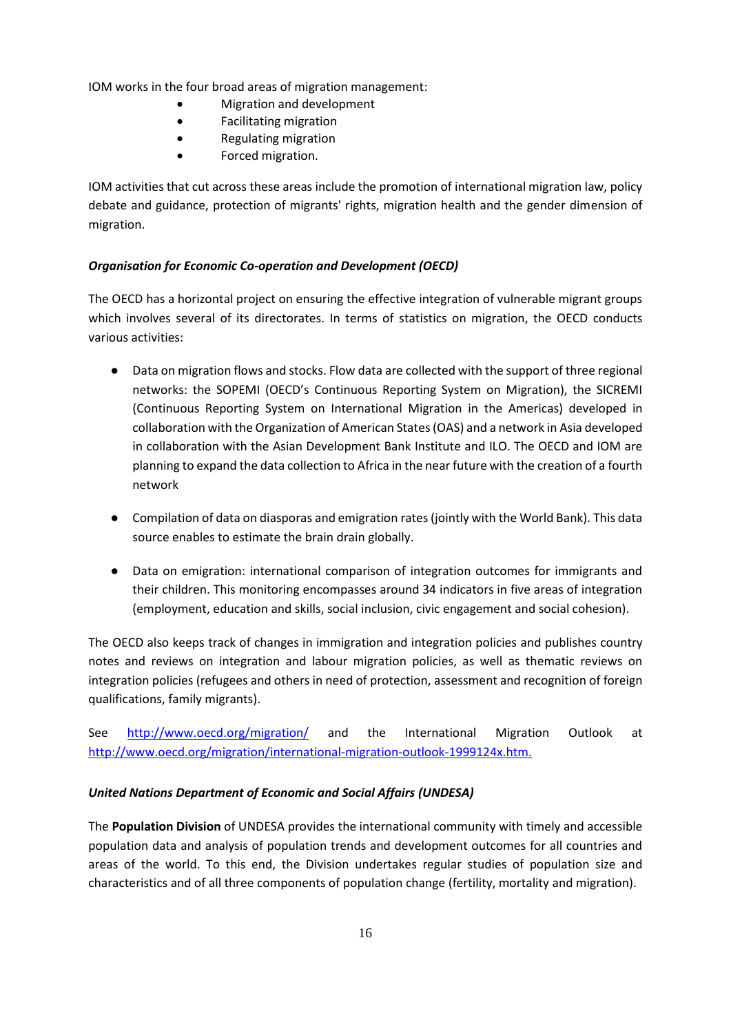IOM works in the four broad areas of migration management:

- Migration and development
- Facilitating migration
- Regulating migration
- Forced migration.

IOM activities that cut across these areas include the promotion of international migration law, policy debate and guidance, protection of migrants' rights, migration health and the gender dimension of migration.

***Organisation for Economic Co-operation and Development (OECD)***

The OECD has a horizontal project on ensuring the effective integration of vulnerable migrant groups which involves several of its directorates. In terms of statistics on migration, the OECD conducts various activities:

- Data on migration flows and stocks. Flow data are collected with the support of three regional networks: the SOPEMI (OECD's Continuous Reporting System on Migration), the SICREMI (Continuous Reporting System on International Migration in the Americas) developed in collaboration with the Organization of American States (OAS) and a network in Asia developed in collaboration with the Asian Development Bank Institute and ILO. The OECD and IOM are planning to expand the data collection to Africa in the near future with the creation of a fourth network

- Compilation of data on diasporas and emigration rates (jointly with the World Bank). This data source enables to estimate the brain drain globally.

- Data on emigration: international comparison of integration outcomes for immigrants and their children. This monitoring encompasses around 34 indicators in five areas of integration (employment, education and skills, social inclusion, civic engagement and social cohesion).

The OECD also keeps track of changes in immigration and integration policies and publishes country notes and reviews on integration and labour migration policies, as well as thematic reviews on integration policies (refugees and others in need of protection, assessment and recognition of foreign qualifications, family migrants).

See http://www.oecd.org/migration/ and the International Migration Outlook at http://www.oecd.org/migration/international-migration-outlook-1999124x.htm.

***United Nations Department of Economic and Social Affairs (UNDESA)***

The **Population Division** of UNDESA provides the international community with timely and accessible population data and analysis of population trends and development outcomes for all countries and areas of the world. To this end, the Division undertakes regular studies of population size and characteristics and of all three components of population change (fertility, mortality and migration).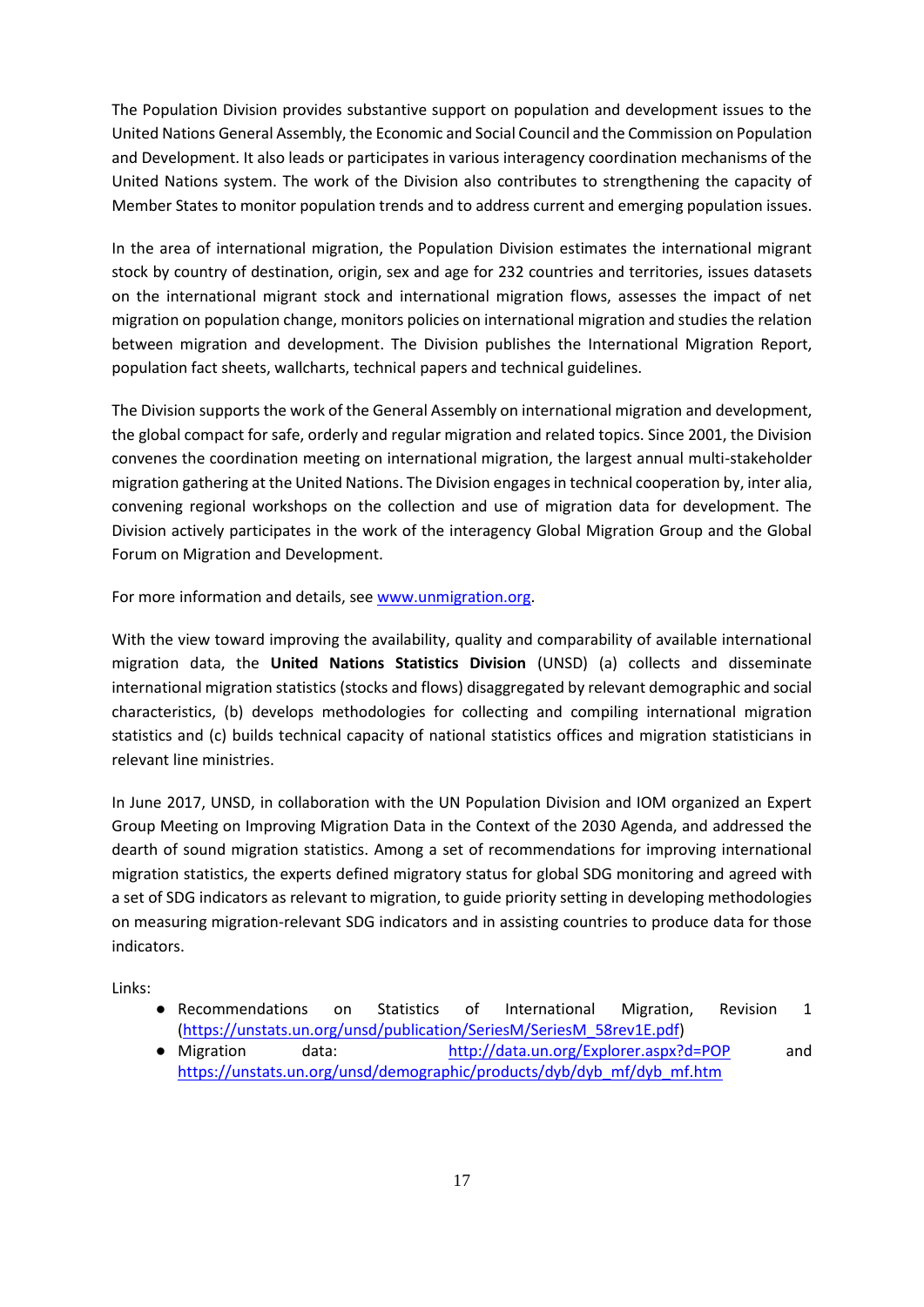The Population Division provides substantive support on population and development issues to the United Nations General Assembly, the Economic and Social Council and the Commission on Population and Development. It also leads or participates in various interagency coordination mechanisms of the United Nations system. The work of the Division also contributes to strengthening the capacity of Member States to monitor population trends and to address current and emerging population issues.

In the area of international migration, the Population Division estimates the international migrant stock by country of destination, origin, sex and age for 232 countries and territories, issues datasets on the international migrant stock and international migration flows, assesses the impact of net migration on population change, monitors policies on international migration and studies the relation between migration and development. The Division publishes the International Migration Report, population fact sheets, wallcharts, technical papers and technical guidelines.

The Division supports the work of the General Assembly on international migration and development, the global compact for safe, orderly and regular migration and related topics. Since 2001, the Division convenes the coordination meeting on international migration, the largest annual multi-stakeholder migration gathering at the United Nations. The Division engages in technical cooperation by, inter alia, convening regional workshops on the collection and use of migration data for development. The Division actively participates in the work of the interagency Global Migration Group and the Global Forum on Migration and Development.

For more information and details, see [www.unmigration.org](www.unmigration.org).

With the view toward improving the availability, quality and comparability of available international migration data, the **United Nations Statistics Division** (UNSD) (a) collects and disseminate international migration statistics (stocks and flows) disaggregated by relevant demographic and social characteristics, (b) develops methodologies for collecting and compiling international migration statistics and (c) builds technical capacity of national statistics offices and migration statisticians in relevant line ministries.

In June 2017, UNSD, in collaboration with the UN Population Division and IOM organized an Expert Group Meeting on Improving Migration Data in the Context of the 2030 Agenda, and addressed the dearth of sound migration statistics. Among a set of recommendations for improving international migration statistics, the experts defined migratory status for global SDG monitoring and agreed with a set of SDG indicators as relevant to migration, to guide priority setting in developing methodologies on measuring migration-relevant SDG indicators and in assisting countries to produce data for those indicators.

Links:

- Recommendations on Statistics of International Migration, Revision 1 ([https://unstats.un.org/unsd/publication/SeriesM/SeriesM_58rev1E.pdf](https://unstats.un.org/unsd/publication/SeriesM/SeriesM_58rev1E.pdf))
- Migration data: [http://data.un.org/Explorer.aspx?d=POP](http://data.un.org/Explorer.aspx?d=POP) and [https://unstats.un.org/unsd/demographic/products/dyb/dyb_mf/dyb_mf.htm](https://unstats.un.org/unsd/demographic/products/dyb/dyb_mf/dyb_mf.htm)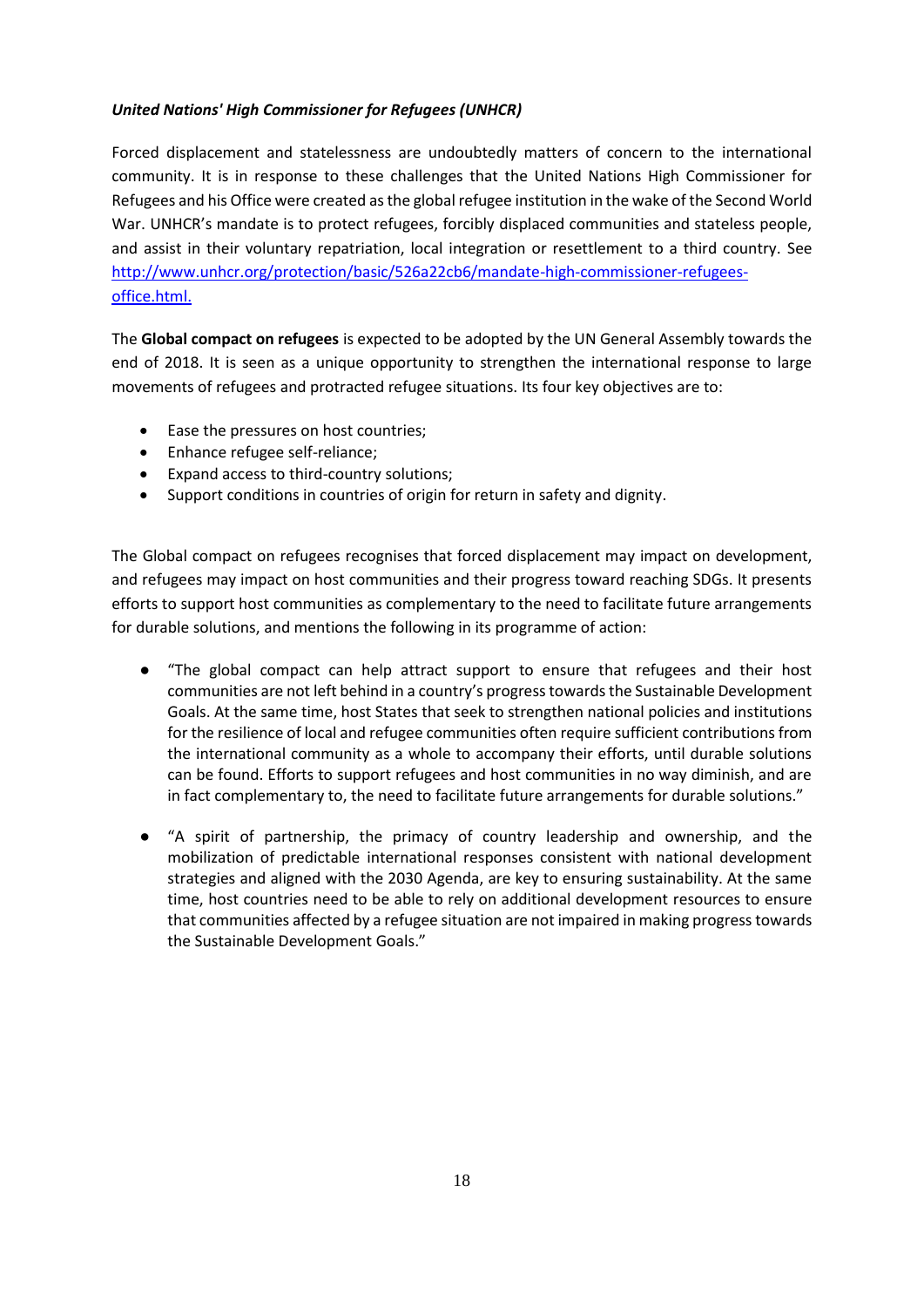***United Nations' High Commissioner for Refugees (UNHCR)***

Forced displacement and statelessness are undoubtedly matters of concern to the international community. It is in response to these challenges that the United Nations High Commissioner for Refugees and his Office were created as the global refugee institution in the wake of the Second World War. UNHCR's mandate is to protect refugees, forcibly displaced communities and stateless people, and assist in their voluntary repatriation, local integration or resettlement to a third country. See [http://www.unhcr.org/protection/basic/526a22cb6/mandate-high-commissioner-refugees-office.html.](http://www.unhcr.org/protection/basic/526a22cb6/mandate-high-commissioner-refugees-office.html)

The **Global compact on refugees** is expected to be adopted by the UN General Assembly towards the end of 2018. It is seen as a unique opportunity to strengthen the international response to large movements of refugees and protracted refugee situations. Its four key objectives are to:

- Ease the pressures on host countries;
- Enhance refugee self-reliance;
- Expand access to third-country solutions;
- Support conditions in countries of origin for return in safety and dignity.

The Global compact on refugees recognises that forced displacement may impact on development, and refugees may impact on host communities and their progress toward reaching SDGs. It presents efforts to support host communities as complementary to the need to facilitate future arrangements for durable solutions, and mentions the following in its programme of action:

- "The global compact can help attract support to ensure that refugees and their host communities are not left behind in a country's progress towards the Sustainable Development Goals. At the same time, host States that seek to strengthen national policies and institutions for the resilience of local and refugee communities often require sufficient contributions from the international community as a whole to accompany their efforts, until durable solutions can be found. Efforts to support refugees and host communities in no way diminish, and are in fact complementary to, the need to facilitate future arrangements for durable solutions."
- "A spirit of partnership, the primacy of country leadership and ownership, and the mobilization of predictable international responses consistent with national development strategies and aligned with the 2030 Agenda, are key to ensuring sustainability. At the same time, host countries need to be able to rely on additional development resources to ensure that communities affected by a refugee situation are not impaired in making progress towards the Sustainable Development Goals."